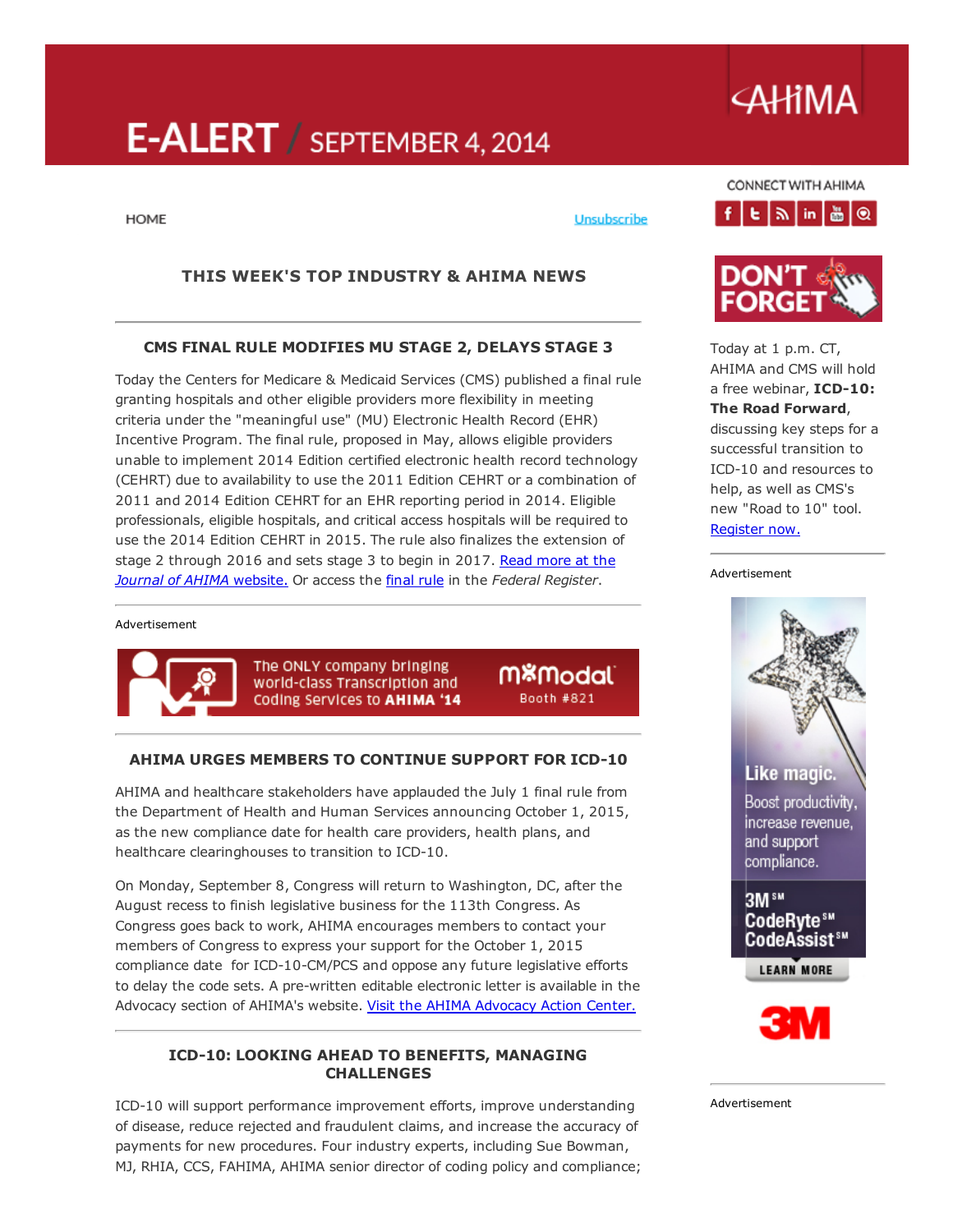# E-ALERT / SEPTEMBER 4, 2014

AHIMA

HOME

Unsubscribe

CONNECT WITH AHIMA

## THIS WEEK'S TOP INDUSTRY & AHIMA NEWS

### CMS FINAL RULE MODIFIES MU STAGE 2, DELAYS STAGE 3

Today the Centers for Medicare & Medicaid Services (CMS) published a final rule granting hospitals and other eligible providers more flexibility in meeting criteria under the "meaningful use" (MU) Electronic Health Record (EHR) Incentive Program. The final rule, proposed in May, allows eligible providers unable to implement 2014 Edition certified electronic health record technology (CEHRT) due to availability to use the 2011 Edition CEHRT or a combination of 2011 and 2014 Edition CEHRT for an EHR reporting period in 2014. Eligible professionals, eligible hospitals, and critical access hospitals will be required to use the 2014 Edition CEHRT in 2015. The rule also finalizes the extension of stage 2 through 2016 and sets stage 3 to begin in 2017. Read more at the *Journal of AHIMA* website. Or access the final rule in the *Federal Register*.

Advertisement

The ONLY company bringing world-class Transcription and Coding Services to **AHIMA '14** — mModal Booth #821

### AHIMA URGES MEMBERS TO CONTINUE SUPPORT FOR ICD-10

AHIMA and healthcare stakeholders have applauded the July 1 final rule from the Department of Health and Human Services announcing October 1, 2015, as the new compliance date for health care providers, health plans, and healthcare clearinghouses to transition to ICD-10.

On Monday, September 8, Congress will return to Washington, DC, after the August recess to finish legislative business for the 113th Congress. As Congress goes back to work, AHIMA encourages members to contact your members of Congress to express your support for the October 1, 2015 compliance date for ICD-10-CM/PCS and oppose any future legislative efforts to delay the code sets. A pre-written editable electronic letter is available in the Advocacy section of AHIMA's website. Visit the AHIMA Advocacy Action Center.

### ICD-10: LOOKING AHEAD TO BENEFITS, MANAGING CHALLENGES

ICD-10 will support performance improvement efforts, improve understanding of disease, reduce rejected and fraudulent claims, and increase the accuracy of payments for new procedures. Four industry experts, including Sue Bowman, MJ, RHIA, CCS, FAHIMA, AHIMA senior director of coding policy and compliance;

---

**DON'T FORGET**

Today at 1 p.m. CT, AHIMA and CMS will hold a free webinar, **ICD-10: The Road Forward**, discussing key steps for a successful transition to ICD-10 and resources to help, as well as CMS's new "Road to 10" tool. Register now.

Advertisement

Like magic. Boost productivity, increase revenue, and support compliance. 3M℠ CodeRyte℠ CodeAssist℠ LEARN MORE 3M

Advertisement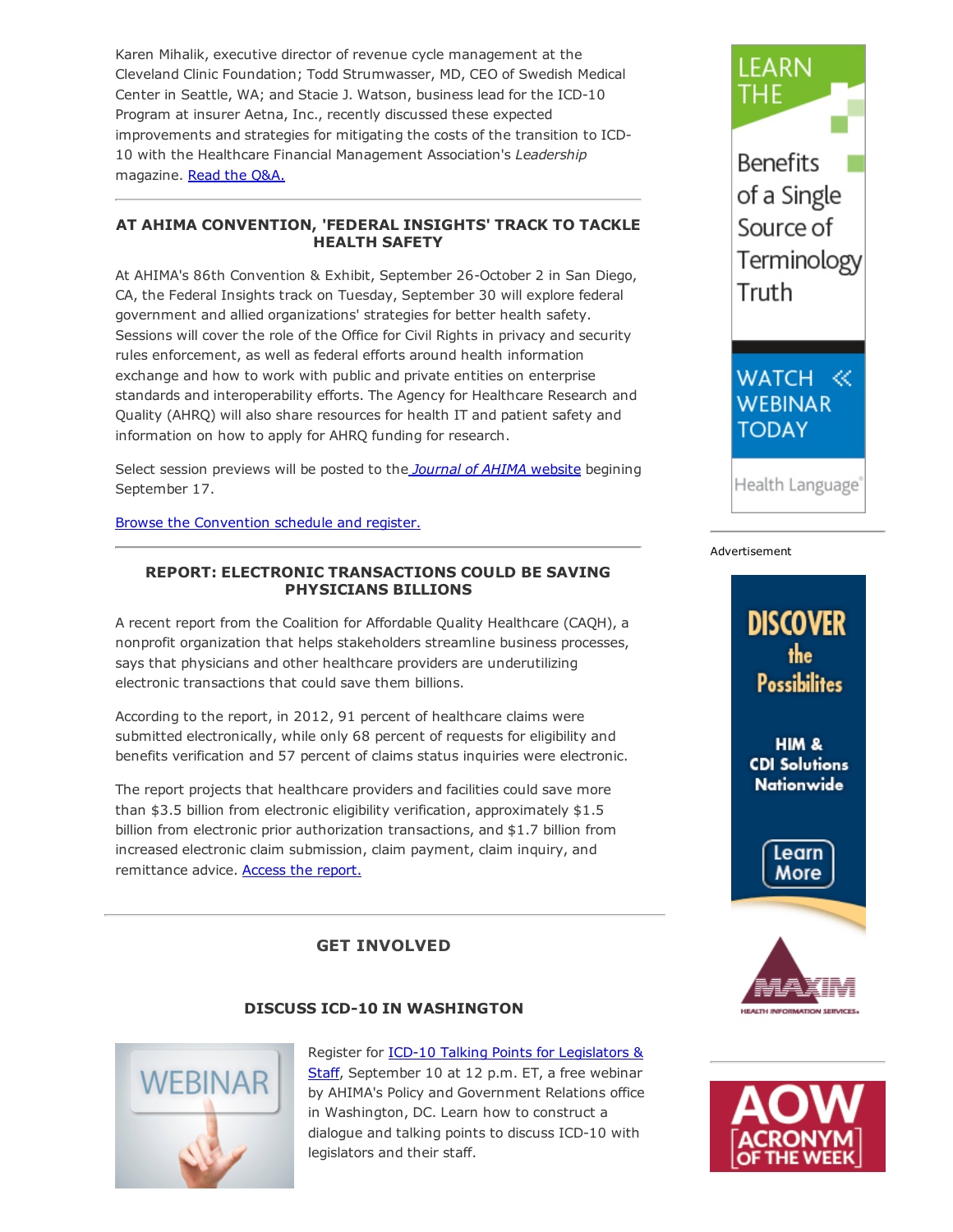Karen Mihalik, executive director of revenue cycle management at the Cleveland Clinic Foundation; Todd Strumwasser, MD, CEO of Swedish Medical Center in Seattle, WA; and Stacie J. Watson, business lead for the ICD-10 Program at insurer Aetna, Inc., recently discussed these expected improvements and strategies for mitigating the costs of the transition to ICD-10 with the Healthcare Financial Management Association's *Leadership* magazine. [Read the Q&A.](#)

---

### AT AHIMA CONVENTION, 'FEDERAL INSIGHTS' TRACK TO TACKLE HEALTH SAFETY

At AHIMA's 86th Convention & Exhibit, September 26-October 2 in San Diego, CA, the Federal Insights track on Tuesday, September 30 will explore federal government and allied organizations' strategies for better health safety. Sessions will cover the role of the Office for Civil Rights in privacy and security rules enforcement, as well as federal efforts around health information exchange and how to work with public and private entities on enterprise standards and interoperability efforts. The Agency for Healthcare Research and Quality (AHRQ) will also share resources for health IT and patient safety and information on how to apply for AHRQ funding for research.

Select session previews will be posted to the [*Journal of AHIMA* website](#) begining September 17.

[Browse the Convention schedule and register.](#)

---

### REPORT: ELECTRONIC TRANSACTIONS COULD BE SAVING PHYSICIANS BILLIONS

A recent report from the Coalition for Affordable Quality Healthcare (CAQH), a nonprofit organization that helps stakeholders streamline business processes, says that physicians and other healthcare providers are underutilizing electronic transactions that could save them billions.

According to the report, in 2012, 91 percent of healthcare claims were submitted electronically, while only 68 percent of requests for eligibility and benefits verification and 57 percent of claims status inquiries were electronic.

The report projects that healthcare providers and facilities could save more than $3.5 billion from electronic eligibility verification, approximately $1.5 billion from electronic prior authorization transactions, and $1.7 billion from increased electronic claim submission, claim payment, claim inquiry, and remittance advice. [Access the report.](#)

---

## GET INVOLVED

### DISCUSS ICD-10 IN WASHINGTON

Register for [ICD-10 Talking Points for Legislators & Staff](#), September 10 at 12 p.m. ET, a free webinar by AHIMA's Policy and Government Relations office in Washington, DC. Learn how to construct a dialogue and talking points to discuss ICD-10 with legislators and their staff.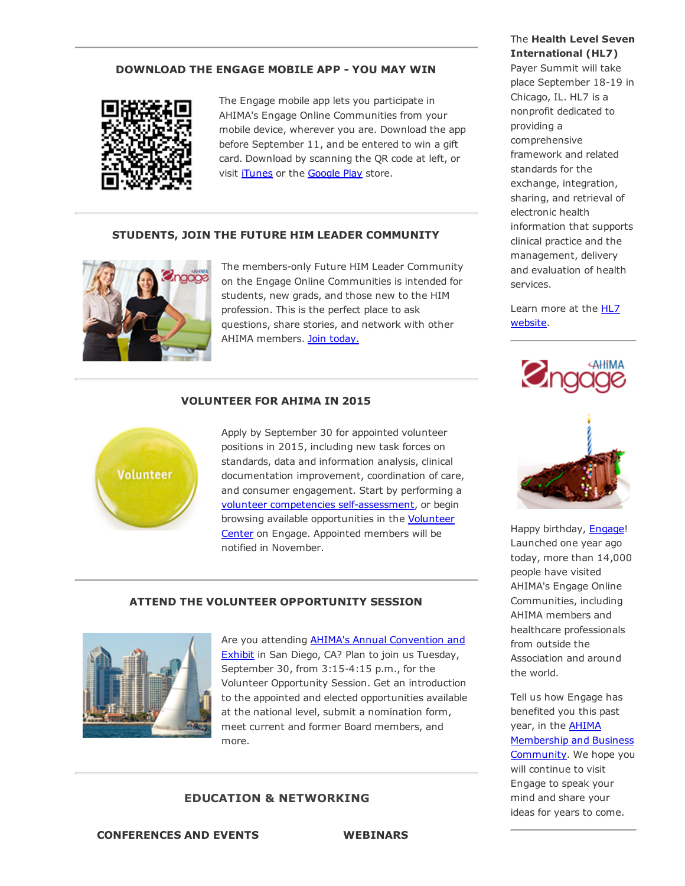## DOWNLOAD THE ENGAGE MOBILE APP - YOU MAY WIN

The Engage mobile app lets you participate in AHIMA's Engage Online Communities from your mobile device, wherever you are. Download the app before September 11, and be entered to win a gift card. Download by scanning the QR code at left, or visit iTunes or the Google Play store.

## STUDENTS, JOIN THE FUTURE HIM LEADER COMMUNITY

The members-only Future HIM Leader Community on the Engage Online Communities is intended for students, new grads, and those new to the HIM profession. This is the perfect place to ask questions, share stories, and network with other AHIMA members. Join today.

## VOLUNTEER FOR AHIMA IN 2015

Apply by September 30 for appointed volunteer positions in 2015, including new task forces on standards, data and information analysis, clinical documentation improvement, coordination of care, and consumer engagement. Start by performing a volunteer competencies self-assessment, or begin browsing available opportunities in the Volunteer Center on Engage. Appointed members will be notified in November.

## ATTEND THE VOLUNTEER OPPORTUNITY SESSION

Are you attending AHIMA's Annual Convention and Exhibit in San Diego, CA? Plan to join us Tuesday, September 30, from 3:15-4:15 p.m., for the Volunteer Opportunity Session. Get an introduction to the appointed and elected opportunities available at the national level, submit a nomination form, meet current and former Board members, and more.

## EDUCATION & NETWORKING

### CONFERENCES AND EVENTS

### WEBINARS

---

The **Health Level Seven International (HL7)** Payer Summit will take place September 18-19 in Chicago, IL. HL7 is a nonprofit dedicated to providing a comprehensive framework and related standards for the exchange, integration, sharing, and retrieval of electronic health information that supports clinical practice and the management, delivery and evaluation of health services.

Learn more at the HL7 website.

Happy birthday, Engage! Launched one year ago today, more than 14,000 people have visited AHIMA's Engage Online Communities, including AHIMA members and healthcare professionals from outside the Association and around the world.

Tell us how Engage has benefited you this past year, in the AHIMA Membership and Business Community. We hope you will continue to visit Engage to speak your mind and share your ideas for years to come.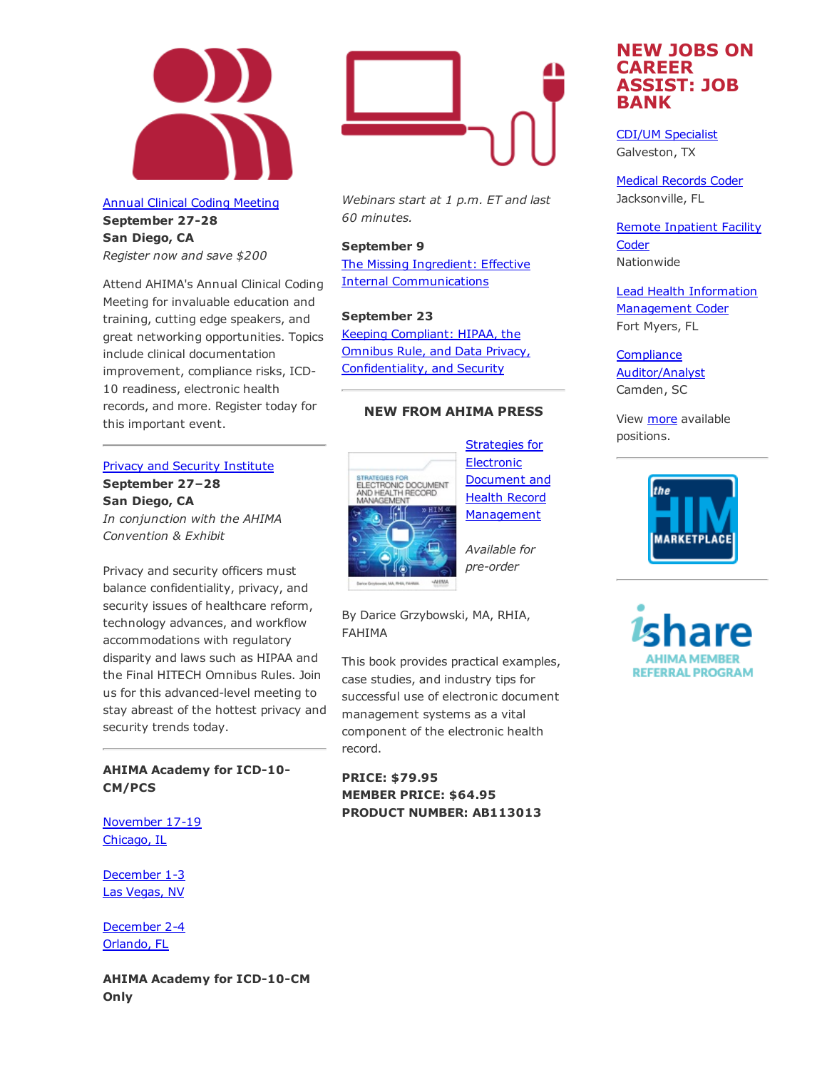Annual Clinical Coding Meeting
**September 27-28**
**San Diego, CA**
*Register now and save $200*

Attend AHIMA's Annual Clinical Coding Meeting for invaluable education and training, cutting edge speakers, and great networking opportunities. Topics include clinical documentation improvement, compliance risks, ICD-10 readiness, electronic health records, and more. Register today for this important event.

---

Privacy and Security Institute
**September 27–28**
**San Diego, CA**
*In conjunction with the AHIMA Convention & Exhibit*

Privacy and security officers must balance confidentiality, privacy, and security issues of healthcare reform, technology advances, and workflow accommodations with regulatory disparity and laws such as HIPAA and the Final HITECH Omnibus Rules. Join us for this advanced-level meeting to stay abreast of the hottest privacy and security trends today.

---

**AHIMA Academy for ICD-10-CM/PCS**

November 17-19
Chicago, IL

December 1-3
Las Vegas, NV

December 2-4
Orlando, FL

**AHIMA Academy for ICD-10-CM Only**

*Webinars start at 1 p.m. ET and last 60 minutes.*

**September 9**
The Missing Ingredient: Effective Internal Communications

**September 23**
Keeping Compliant: HIPAA, the Omnibus Rule, and Data Privacy, Confidentiality, and Security

---

**NEW FROM AHIMA PRESS**

Strategies for Electronic Document and Health Record Management

*Available for pre-order*

By Darice Grzybowski, MA, RHIA, FAHIMA

This book provides practical examples, case studies, and industry tips for successful use of electronic document management systems as a vital component of the electronic health record.

**PRICE: $79.95**
**MEMBER PRICE: $64.95**
**PRODUCT NUMBER: AB113013**

## NEW JOBS ON CAREER ASSIST: JOB BANK

CDI/UM Specialist
Galveston, TX

Medical Records Coder
Jacksonville, FL

Remote Inpatient Facility Coder
Nationwide

Lead Health Information Management Coder
Fort Myers, FL

Compliance Auditor/Analyst
Camden, SC

View more available positions.

---

the HIM MARKETPLACE

---

ishare
AHIMA MEMBER REFERRAL PROGRAM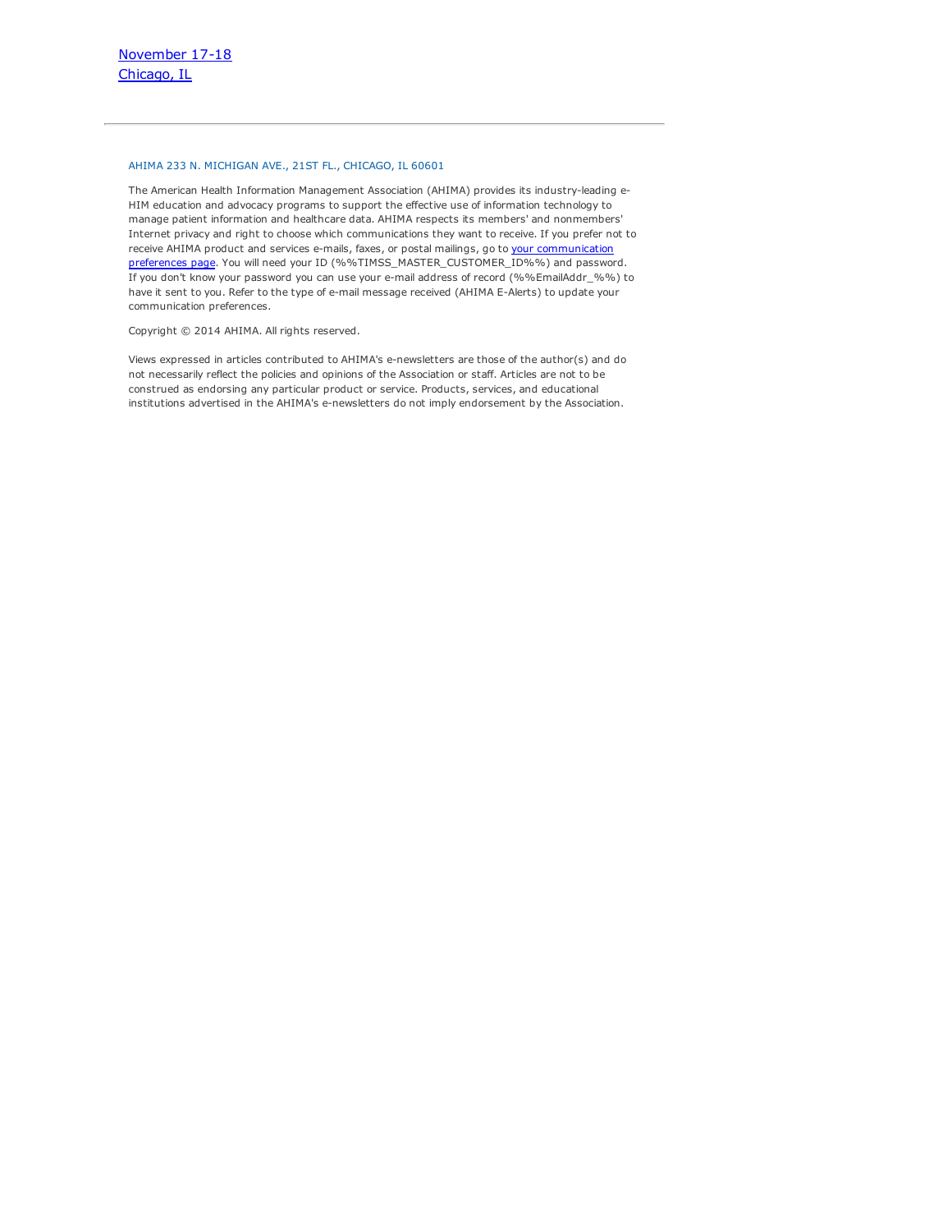[November 17-18](#)
[Chicago, IL](#)

---

AHIMA 233 N. MICHIGAN AVE., 21ST FL., CHICAGO, IL 60601

The American Health Information Management Association (AHIMA) provides its industry-leading e-HIM education and advocacy programs to support the effective use of information technology to manage patient information and healthcare data. AHIMA respects its members' and nonmembers' Internet privacy and right to choose which communications they want to receive. If you prefer not to receive AHIMA product and services e-mails, faxes, or postal mailings, go to [your communication preferences page](#). You will need your ID (%%TIMSS_MASTER_CUSTOMER_ID%%) and password. If you don't know your password you can use your e-mail address of record (%%EmailAddr_%%) to have it sent to you. Refer to the type of e-mail message received (AHIMA E-Alerts) to update your communication preferences.

Copyright © 2014 AHIMA. All rights reserved.

Views expressed in articles contributed to AHIMA's e-newsletters are those of the author(s) and do not necessarily reflect the policies and opinions of the Association or staff. Articles are not to be construed as endorsing any particular product or service. Products, services, and educational institutions advertised in the AHIMA's e-newsletters do not imply endorsement by the Association.